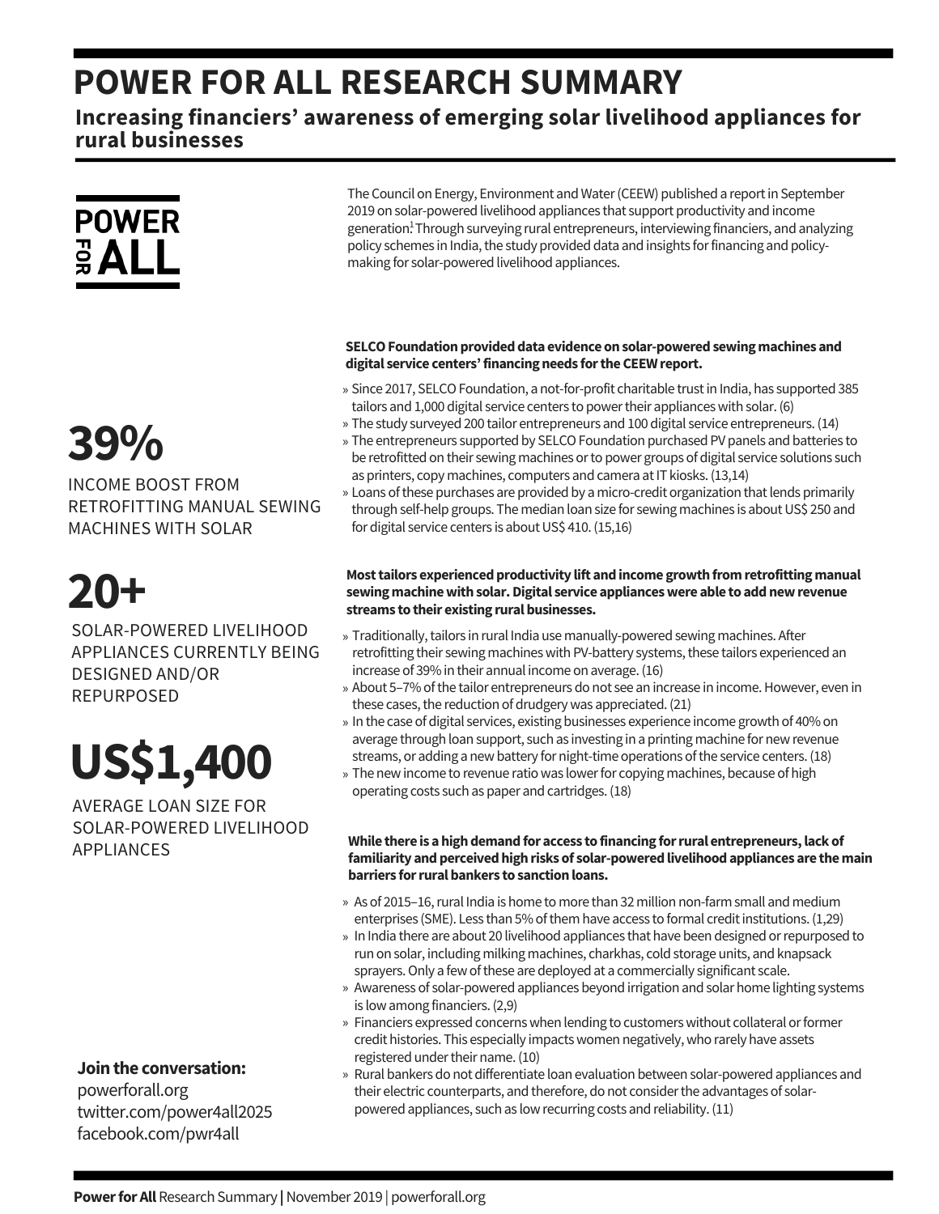# POWER FOR ALL RESEARCH SUMMARY

## Increasing financiers' awareness of emerging solar livelihood appliances for rural businesses

POWER FOR ALL

The Council on Energy, Environment and Water (CEEW) published a report in September 2019 on solar-powered livelihood appliances that support productivity and income generation.[1] Through surveying rural entrepreneurs, interviewing financiers, and analyzing policy schemes in India, the study provided data and insights for financing and policy-making for solar-powered livelihood appliances.

**39%**

INCOME BOOST FROM RETROFITTING MANUAL SEWING MACHINES WITH SOLAR

**20+**

SOLAR-POWERED LIVELIHOOD APPLIANCES CURRENTLY BEING DESIGNED AND/OR REPURPOSED

**US$1,400**

AVERAGE LOAN SIZE FOR SOLAR-POWERED LIVELIHOOD APPLIANCES

**SELCO Foundation provided data evidence on solar-powered sewing machines and digital service centers' financing needs for the CEEW report.**

- Since 2017, SELCO Foundation, a not-for-profit charitable trust in India, has supported 385 tailors and 1,000 digital service centers to power their appliances with solar. (6)
- The study surveyed 200 tailor entrepreneurs and 100 digital service entrepreneurs. (14)
- The entrepreneurs supported by SELCO Foundation purchased PV panels and batteries to be retrofitted on their sewing machines or to power groups of digital service solutions such as printers, copy machines, computers and camera at IT kiosks. (13,14)
- Loans of these purchases are provided by a micro-credit organization that lends primarily through self-help groups. The median loan size for sewing machines is about US$ 250 and for digital service centers is about US$ 410. (15,16)

**Most tailors experienced productivity lift and income growth from retrofitting manual sewing machine with solar. Digital service appliances were able to add new revenue streams to their existing rural businesses.**

- Traditionally, tailors in rural India use manually-powered sewing machines. After retrofitting their sewing machines with PV-battery systems, these tailors experienced an increase of 39% in their annual income on average. (16)
- About 5–7% of the tailor entrepreneurs do not see an increase in income. However, even in these cases, the reduction of drudgery was appreciated. (21)
- In the case of digital services, existing businesses experience income growth of 40% on average through loan support, such as investing in a printing machine for new revenue streams, or adding a new battery for night-time operations of the service centers. (18)
- The new income to revenue ratio was lower for copying machines, because of high operating costs such as paper and cartridges. (18)

**While there is a high demand for access to financing for rural entrepreneurs, lack of familiarity and perceived high risks of solar-powered livelihood appliances are the main barriers for rural bankers to sanction loans.**

- As of 2015–16, rural India is home to more than 32 million non-farm small and medium enterprises (SME). Less than 5% of them have access to formal credit institutions. (1,29)
- In India there are about 20 livelihood appliances that have been designed or repurposed to run on solar, including milking machines, charkhas, cold storage units, and knapsack sprayers. Only a few of these are deployed at a commercially significant scale.
- Awareness of solar-powered appliances beyond irrigation and solar home lighting systems is low among financiers. (2,9)
- Financiers expressed concerns when lending to customers without collateral or former credit histories. This especially impacts women negatively, who rarely have assets registered under their name. (10)
- Rural bankers do not differentiate loan evaluation between solar-powered appliances and their electric counterparts, and therefore, do not consider the advantages of solar-powered appliances, such as low recurring costs and reliability. (11)

**Join the conversation:**
powerforall.org
twitter.com/power4all2025
facebook.com/pwr4all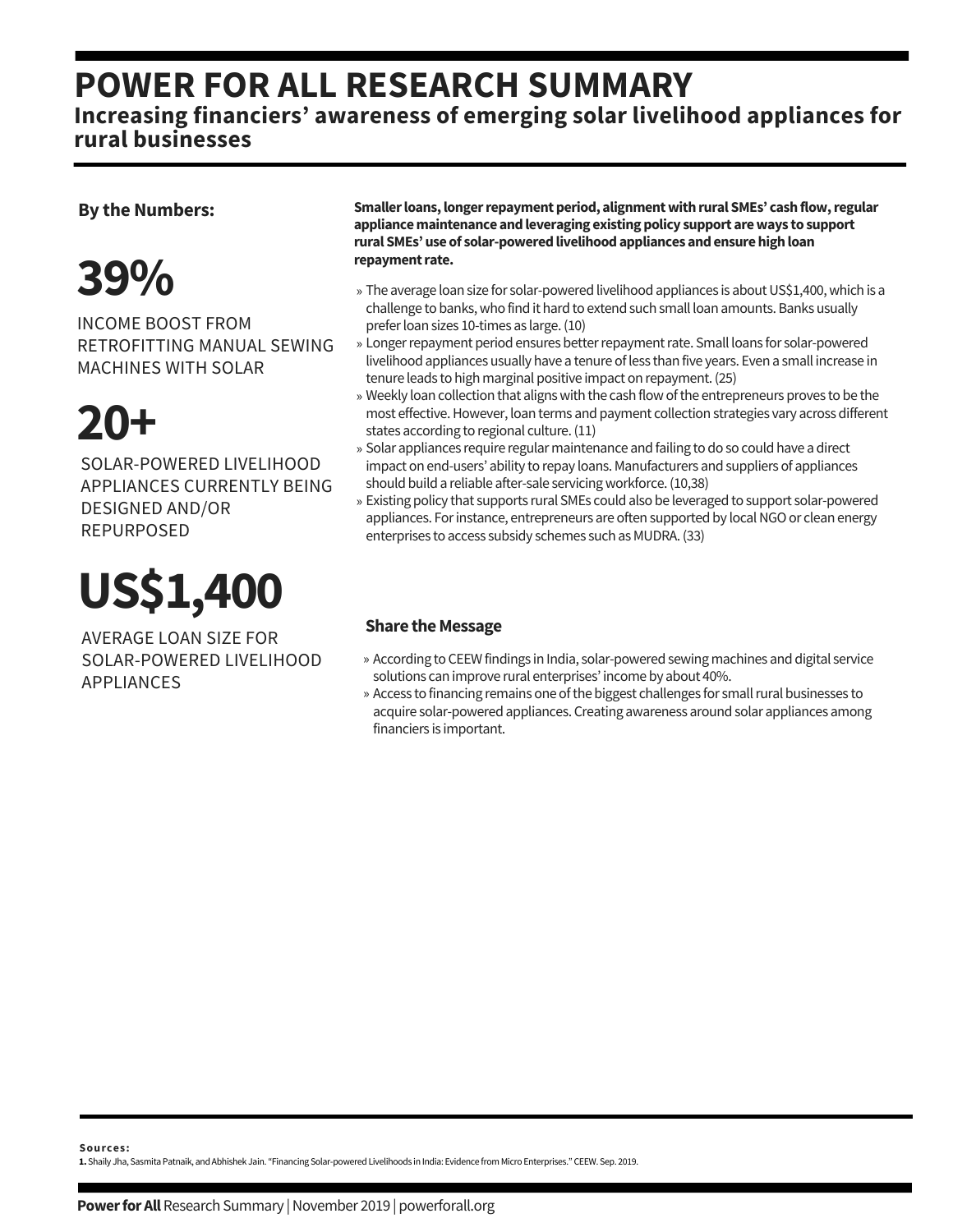# POWER FOR ALL RESEARCH SUMMARY

## Increasing financiers' awareness of emerging solar livelihood appliances for rural businesses

### By the Numbers:

**39%**

INCOME BOOST FROM RETROFITTING MANUAL SEWING MACHINES WITH SOLAR

**20+**

SOLAR-POWERED LIVELIHOOD APPLIANCES CURRENTLY BEING DESIGNED AND/OR REPURPOSED

**US$1,400**

AVERAGE LOAN SIZE FOR SOLAR-POWERED LIVELIHOOD APPLIANCES

**Smaller loans, longer repayment period, alignment with rural SMEs' cash flow, regular appliance maintenance and leveraging existing policy support are ways to support rural SMEs' use of solar-powered livelihood appliances and ensure high loan repayment rate.**

» The average loan size for solar-powered livelihood appliances is about US$1,400, which is a challenge to banks, who find it hard to extend such small loan amounts. Banks usually prefer loan sizes 10-times as large. (10)

» Longer repayment period ensures better repayment rate. Small loans for solar-powered livelihood appliances usually have a tenure of less than five years. Even a small increase in tenure leads to high marginal positive impact on repayment. (25)

» Weekly loan collection that aligns with the cash flow of the entrepreneurs proves to be the most effective. However, loan terms and payment collection strategies vary across different states according to regional culture. (11)

» Solar appliances require regular maintenance and failing to do so could have a direct impact on end-users' ability to repay loans. Manufacturers and suppliers of appliances should build a reliable after-sale servicing workforce. (10,38)

» Existing policy that supports rural SMEs could also be leveraged to support solar-powered appliances. For instance, entrepreneurs are often supported by local NGO or clean energy enterprises to access subsidy schemes such as MUDRA. (33)

### Share the Message

» According to CEEW findings in India, solar-powered sewing machines and digital service solutions can improve rural enterprises' income by about 40%.

» Access to financing remains one of the biggest challenges for small rural businesses to acquire solar-powered appliances. Creating awareness around solar appliances among financiers is important.

**Sources:**

**1.** Shaily Jha, Sasmita Patnaik, and Abhishek Jain. "Financing Solar-powered Livelihoods in India: Evidence from Micro Enterprises." CEEW. Sep. 2019.